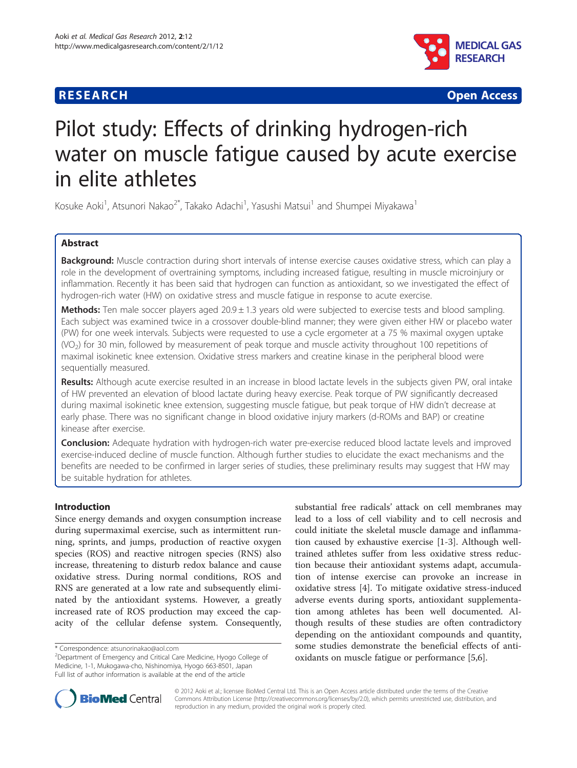RESEARCH | Open Access

# Pilot study: Effects of drinking hydrogen-rich water on muscle fatigue caused by acute exercise in elite athletes

Kosuke Aoki[1], Atsunori Nakao[2*], Takako Adachi[1], Yasushi Matsui[1] and Shumpei Miyakawa[1]

## Abstract

**Background:** Muscle contraction during short intervals of intense exercise causes oxidative stress, which can play a role in the development of overtraining symptoms, including increased fatigue, resulting in muscle microinjury or inflammation. Recently it has been said that hydrogen can function as antioxidant, so we investigated the effect of hydrogen-rich water (HW) on oxidative stress and muscle fatigue in response to acute exercise.

**Methods:** Ten male soccer players aged 20.9 ± 1.3 years old were subjected to exercise tests and blood sampling. Each subject was examined twice in a crossover double-blind manner; they were given either HW or placebo water (PW) for one week intervals. Subjects were requested to use a cycle ergometer at a 75 % maximal oxygen uptake ($VO_2$) for 30 min, followed by measurement of peak torque and muscle activity throughout 100 repetitions of maximal isokinetic knee extension. Oxidative stress markers and creatine kinase in the peripheral blood were sequentially measured.

**Results:** Although acute exercise resulted in an increase in blood lactate levels in the subjects given PW, oral intake of HW prevented an elevation of blood lactate during heavy exercise. Peak torque of PW significantly decreased during maximal isokinetic knee extension, suggesting muscle fatigue, but peak torque of HW didn't decrease at early phase. There was no significant change in blood oxidative injury markers (d-ROMs and BAP) or creatine kinease after exercise.

**Conclusion:** Adequate hydration with hydrogen-rich water pre-exercise reduced blood lactate levels and improved exercise-induced decline of muscle function. Although further studies to elucidate the exact mechanisms and the benefits are needed to be confirmed in larger series of studies, these preliminary results may suggest that HW may be suitable hydration for athletes.

## Introduction

Since energy demands and oxygen consumption increase during supermaximal exercise, such as intermittent running, sprints, and jumps, production of reactive oxygen species (ROS) and reactive nitrogen species (RNS) also increase, threatening to disturb redox balance and cause oxidative stress. During normal conditions, ROS and RNS are generated at a low rate and subsequently eliminated by the antioxidant systems. However, a greatly increased rate of ROS production may exceed the capacity of the cellular defense system. Consequently, substantial free radicals' attack on cell membranes may lead to a loss of cell viability and to cell necrosis and could initiate the skeletal muscle damage and inflammation caused by exhaustive exercise [1-3]. Although well-trained athletes suffer from less oxidative stress reduction because their antioxidant systems adapt, accumulation of intense exercise can provoke an increase in oxidative stress [4]. To mitigate oxidative stress-induced adverse events during sports, antioxidant supplementation among athletes has been well documented. Although results of these studies are often contradictory depending on the antioxidant compounds and quantity, some studies demonstrate the beneficial effects of antioxidants on muscle fatigue or performance [5,6].

\* Correspondence: atsunorinakao@aol.com
[2]Department of Emergency and Critical Care Medicine, Hyogo College of Medicine, 1-1, Mukogawa-cho, Nishinomiya, Hyogo 663-8501, Japan
Full list of author information is available at the end of the article

© 2012 Aoki et al.; licensee BioMed Central Ltd. This is an Open Access article distributed under the terms of the Creative Commons Attribution License (http://creativecommons.org/licenses/by/2.0), which permits unrestricted use, distribution, and reproduction in any medium, provided the original work is properly cited.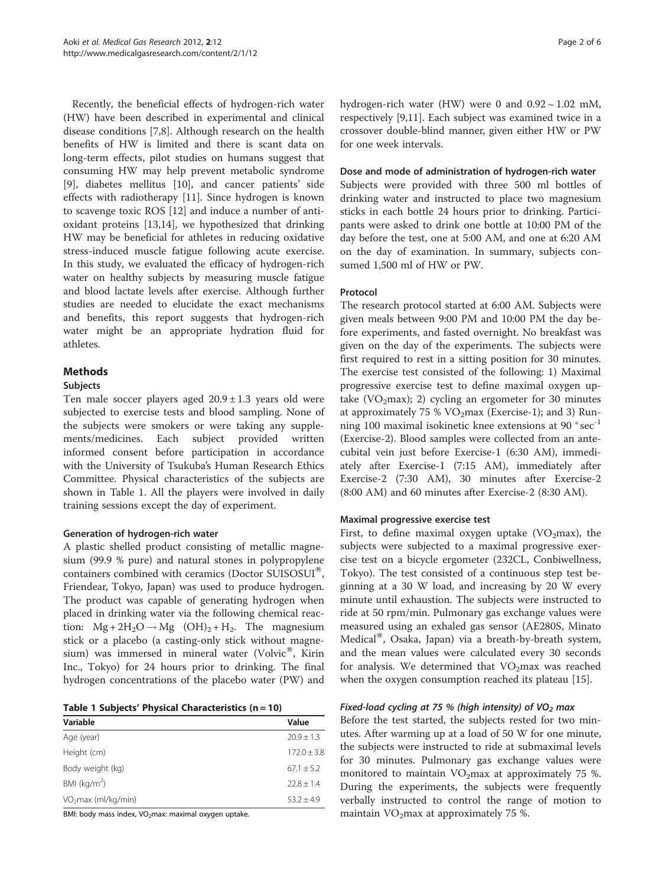Recently, the beneficial effects of hydrogen-rich water (HW) have been described in experimental and clinical disease conditions [7,8]. Although research on the health benefits of HW is limited and there is scant data on long-term effects, pilot studies on humans suggest that consuming HW may help prevent metabolic syndrome [9], diabetes mellitus [10], and cancer patients' side effects with radiotherapy [11]. Since hydrogen is known to scavenge toxic ROS [12] and induce a number of anti-oxidant proteins [13,14], we hypothesized that drinking HW may be beneficial for athletes in reducing oxidative stress-induced muscle fatigue following acute exercise. In this study, we evaluated the efficacy of hydrogen-rich water on healthy subjects by measuring muscle fatigue and blood lactate levels after exercise. Although further studies are needed to elucidate the exact mechanisms and benefits, this report suggests that hydrogen-rich water might be an appropriate hydration fluid for athletes.

## Methods

### Subjects

Ten male soccer players aged $20.9 \pm 1.3$ years old were subjected to exercise tests and blood sampling. None of the subjects were smokers or were taking any supplements/medicines. Each subject provided written informed consent before participation in accordance with the University of Tsukuba's Human Research Ethics Committee. Physical characteristics of the subjects are shown in Table 1. All the players were involved in daily training sessions except the day of experiment.

### Generation of hydrogen-rich water

A plastic shelled product consisting of metallic magnesium (99.9 % pure) and natural stones in polypropylene containers combined with ceramics (Doctor SUISOSUI®, Friendear, Tokyo, Japan) was used to produce hydrogen. The product was capable of generating hydrogen when placed in drinking water via the following chemical reaction: $Mg + 2H_2O \rightarrow Mg\ (OH)_2 + H_2$. The magnesium stick or a placebo (a casting-only stick without magnesium) was immersed in mineral water (Volvic®, Kirin Inc., Tokyo) for 24 hours prior to drinking. The final hydrogen concentrations of the placebo water (PW) and hydrogen-rich water (HW) were 0 and $0.92 \sim 1.02$ mM, respectively [9,11]. Each subject was examined twice in a crossover double-blind manner, given either HW or PW for one week intervals.

**Table 1 Subjects' Physical Characteristics (n = 10)**

| Variable | Value |
|---|---|
| Age (year) | $20.9 \pm 1.3$ |
| Height (cm) | $172.0 \pm 3.8$ |
| Body weight (kg) | $67.1 \pm 5.2$ |
| BMI (kg/m$^2$) | $22.8 \pm 1.4$ |
| $VO_2$max (ml/kg/min) | $53.2 \pm 4.9$ |

BMI: body mass index, $VO_2$max: maximal oxygen uptake.

### Dose and mode of administration of hydrogen-rich water

Subjects were provided with three 500 ml bottles of drinking water and instructed to place two magnesium sticks in each bottle 24 hours prior to drinking. Participants were asked to drink one bottle at 10:00 PM of the day before the test, one at 5:00 AM, and one at 6:20 AM on the day of examination. In summary, subjects consumed 1,500 ml of HW or PW.

### Protocol

The research protocol started at 6:00 AM. Subjects were given meals between 9:00 PM and 10:00 PM the day before experiments, and fasted overnight. No breakfast was given on the day of the experiments. The subjects were first required to rest in a sitting position for 30 minutes. The exercise test consisted of the following: 1) Maximal progressive exercise test to define maximal oxygen uptake ($VO_2$max); 2) cycling an ergometer for 30 minutes at approximately 75 % $VO_2$max (Exercise-1); and 3) Running 100 maximal isokinetic knee extensions at 90 °sec$^{-1}$ (Exercise-2). Blood samples were collected from an antecubital vein just before Exercise-1 (6:30 AM), immediately after Exercise-1 (7:15 AM), immediately after Exercise-2 (7:30 AM), 30 minutes after Exercise-2 (8:00 AM) and 60 minutes after Exercise-2 (8:30 AM).

### Maximal progressive exercise test

First, to define maximal oxygen uptake ($VO_2$max), the subjects were subjected to a maximal progressive exercise test on a bicycle ergometer (232CL, Conbiwellness, Tokyo). The test consisted of a continuous step test beginning at a 30 W load, and increasing by 20 W every minute until exhaustion. The subjects were instructed to ride at 50 rpm/min. Pulmonary gas exchange values were measured using an exhaled gas sensor (AE280S, Minato Medical®, Osaka, Japan) via a breath-by-breath system, and the mean values were calculated every 30 seconds for analysis. We determined that $VO_2$max was reached when the oxygen consumption reached its plateau [15].

#### *Fixed-load cycling at 75 % (high intensity) of $VO_2$ max*

Before the test started, the subjects rested for two minutes. After warming up at a load of 50 W for one minute, the subjects were instructed to ride at submaximal levels for 30 minutes. Pulmonary gas exchange values were monitored to maintain $VO_2$max at approximately 75 %. During the experiments, the subjects were frequently verbally instructed to control the range of motion to maintain $VO_2$max at approximately 75 %.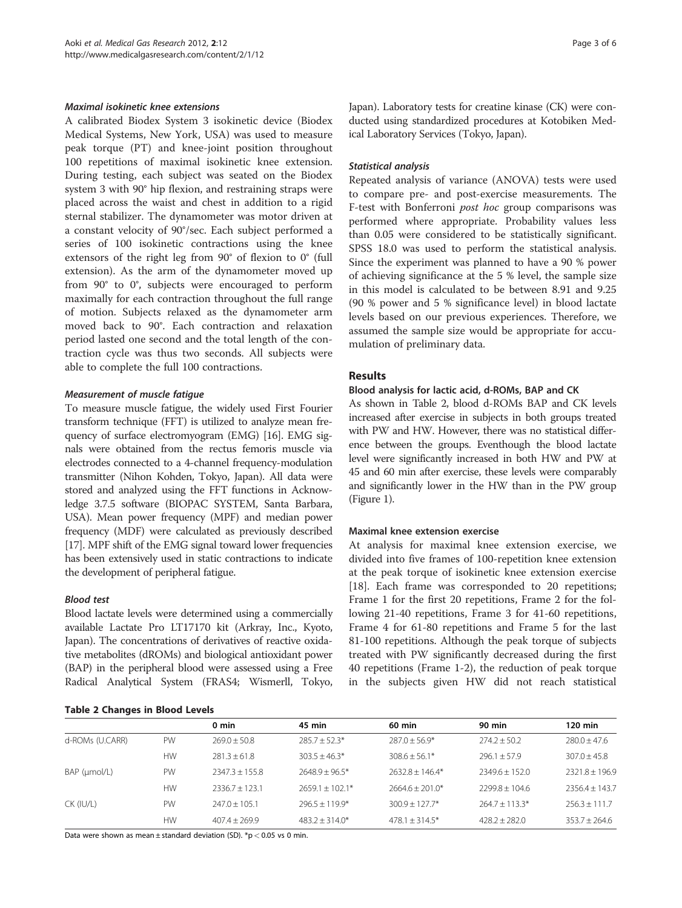#### *Maximal isokinetic knee extensions*

A calibrated Biodex System 3 isokinetic device (Biodex Medical Systems, New York, USA) was used to measure peak torque (PT) and knee-joint position throughout 100 repetitions of maximal isokinetic knee extension. During testing, each subject was seated on the Biodex system 3 with 90° hip flexion, and restraining straps were placed across the waist and chest in addition to a rigid sternal stabilizer. The dynamometer was motor driven at a constant velocity of 90°/sec. Each subject performed a series of 100 isokinetic contractions using the knee extensors of the right leg from 90° of flexion to 0° (full extension). As the arm of the dynamometer moved up from 90° to 0°, subjects were encouraged to perform maximally for each contraction throughout the full range of motion. Subjects relaxed as the dynamometer arm moved back to 90°. Each contraction and relaxation period lasted one second and the total length of the contraction cycle was thus two seconds. All subjects were able to complete the full 100 contractions.

#### *Measurement of muscle fatigue*

To measure muscle fatigue, the widely used First Fourier transform technique (FFT) is utilized to analyze mean frequency of surface electromyogram (EMG) [16]. EMG signals were obtained from the rectus femoris muscle via electrodes connected to a 4-channel frequency-modulation transmitter (Nihon Kohden, Tokyo, Japan). All data were stored and analyzed using the FFT functions in Acknowledge 3.7.5 software (BIOPAC SYSTEM, Santa Barbara, USA). Mean power frequency (MPF) and median power frequency (MDF) were calculated as previously described [17]. MPF shift of the EMG signal toward lower frequencies has been extensively used in static contractions to indicate the development of peripheral fatigue.

#### *Blood test*

Blood lactate levels were determined using a commercially available Lactate Pro LT17170 kit (Arkray, Inc., Kyoto, Japan). The concentrations of derivatives of reactive oxidative metabolites (dROMs) and biological antioxidant power (BAP) in the peripheral blood were assessed using a Free Radical Analytical System (FRAS4; Wismerll, Tokyo, Japan). Laboratory tests for creatine kinase (CK) were conducted using standardized procedures at Kotobiken Medical Laboratory Services (Tokyo, Japan).

#### *Statistical analysis*

Repeated analysis of variance (ANOVA) tests were used to compare pre- and post-exercise measurements. The F-test with Bonferroni *post hoc* group comparisons was performed where appropriate. Probability values less than 0.05 were considered to be statistically significant. SPSS 18.0 was used to perform the statistical analysis. Since the experiment was planned to have a 90 % power of achieving significance at the 5 % level, the sample size in this model is calculated to be between 8.91 and 9.25 (90 % power and 5 % significance level) in blood lactate levels based on our previous experiences. Therefore, we assumed the sample size would be appropriate for accumulation of preliminary data.

## Results

### Blood analysis for lactic acid, d-ROMs, BAP and CK

As shown in Table 2, blood d-ROMs BAP and CK levels increased after exercise in subjects in both groups treated with PW and HW. However, there was no statistical difference between the groups. Eventhough the blood lactate level were significantly increased in both HW and PW at 45 and 60 min after exercise, these levels were comparably and significantly lower in the HW than in the PW group (Figure 1).

### Maximal knee extension exercise

At analysis for maximal knee extension exercise, we divided into five frames of 100-repetition knee extension at the peak torque of isokinetic knee extension exercise [18]. Each frame was corresponded to 20 repetitions; Frame 1 for the first 20 repetitions, Frame 2 for the following 21-40 repetitions, Frame 3 for 41-60 repetitions, Frame 4 for 61-80 repetitions and Frame 5 for the last 81-100 repetitions. Although the peak torque of subjects treated with PW significantly decreased during the first 40 repetitions (Frame 1-2), the reduction of peak torque in the subjects given HW did not reach statistical

**Table 2 Changes in Blood Levels**

| | | 0 min | 45 min | 60 min | 90 min | 120 min |
|---|---|---|---|---|---|---|
| d-ROMs (U.CARR) | PW | 269.0 ± 50.8 | 285.7 ± 52.3* | 287.0 ± 56.9* | 274.2 ± 50.2 | 280.0 ± 47.6 |
| | HW | 281.3 ± 61.8 | 303.5 ± 46.3* | 308.6 ± 56.1* | 296.1 ± 57.9 | 307.0 ± 45.8 |
| BAP (μmol/L) | PW | 2347.3 ± 155.8 | 2648.9 ± 96.5* | 2632.8 ± 146.4* | 2349.6 ± 152.0 | 2321.8 ± 196.9 |
| | HW | 2336.7 ± 123.1 | 2659.1 ± 102.1* | 2664.6 ± 201.0* | 2299.8 ± 104.6 | 2356.4 ± 143.7 |
| CK (IU/L) | PW | 247.0 ± 105.1 | 296.5 ± 119.9* | 300.9 ± 127.7* | 264.7 ± 113.3* | 256.3 ± 111.7 |
| | HW | 407.4 ± 269.9 | 483.2 ± 314.0* | 478.1 ± 314.5* | 428.2 ± 282.0 | 353.7 ± 264.6 |

Data were shown as mean ± standard deviation (SD). *$p < 0.05$ vs 0 min.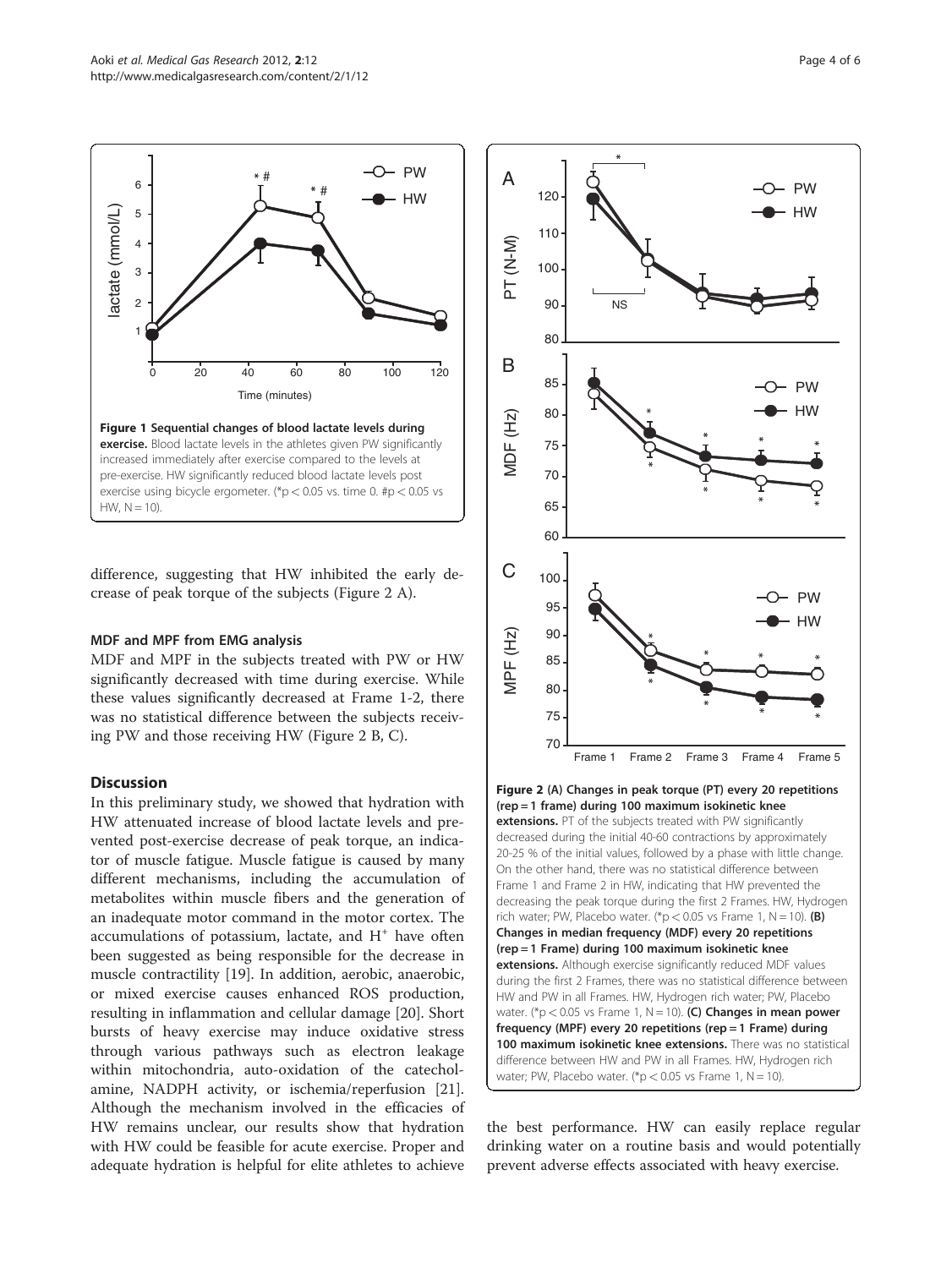**Figure 1 Sequential changes of blood lactate levels during exercise.** Blood lactate levels in the athletes given PW significantly increased immediately after exercise compared to the levels at pre-exercise. HW significantly reduced blood lactate levels post exercise using bicycle ergometer. (*$p < 0.05$ vs. time 0. #$p < 0.05$ vs HW, N = 10).

difference, suggesting that HW inhibited the early decrease of peak torque of the subjects (Figure 2 A).

### MDF and MPF from EMG analysis

MDF and MPF in the subjects treated with PW or HW significantly decreased with time during exercise. While these values significantly decreased at Frame 1-2, there was no statistical difference between the subjects receiving PW and those receiving HW (Figure 2 B, C).

## Discussion

In this preliminary study, we showed that hydration with HW attenuated increase of blood lactate levels and prevented post-exercise decrease of peak torque, an indicator of muscle fatigue. Muscle fatigue is caused by many different mechanisms, including the accumulation of metabolites within muscle fibers and the generation of an inadequate motor command in the motor cortex. The accumulations of potassium, lactate, and $H^+$ have often been suggested as being responsible for the decrease in muscle contractility [19]. In addition, aerobic, anaerobic, or mixed exercise causes enhanced ROS production, resulting in inflammation and cellular damage [20]. Short bursts of heavy exercise may induce oxidative stress through various pathways such as electron leakage within mitochondria, auto-oxidation of the catecholamine, NADPH activity, or ischemia/reperfusion [21]. Although the mechanism involved in the efficacies of HW remains unclear, our results show that hydration with HW could be feasible for acute exercise. Proper and adequate hydration is helpful for elite athletes to achieve the best performance. HW can easily replace regular drinking water on a routine basis and would potentially prevent adverse effects associated with heavy exercise.

**Figure 2 (A) Changes in peak torque (PT) every 20 repetitions (rep = 1 frame) during 100 maximum isokinetic knee extensions.** PT of the subjects treated with PW significantly decreased during the initial 40-60 contractions by approximately 20-25 % of the initial values, followed by a phase with little change. On the other hand, there was no statistical difference between Frame 1 and Frame 2 in HW, indicating that HW prevented the decreasing the peak torque during the first 2 Frames. HW, Hydrogen rich water; PW, Placebo water. (*$p < 0.05$ vs Frame 1, N = 10). **(B) Changes in median frequency (MDF) every 20 repetitions (rep = 1 Frame) during 100 maximum isokinetic knee extensions.** Although exercise significantly reduced MDF values during the first 2 Frames, there was no statistical difference between HW and PW in all Frames. HW, Hydrogen rich water; PW, Placebo water. (*$p < 0.05$ vs Frame 1, N = 10). **(C) Changes in mean power frequency (MPF) every 20 repetitions (rep = 1 Frame) during 100 maximum isokinetic knee extensions.** There was no statistical difference between HW and PW in all Frames. HW, Hydrogen rich water; PW, Placebo water. (*$p < 0.05$ vs Frame 1, N = 10).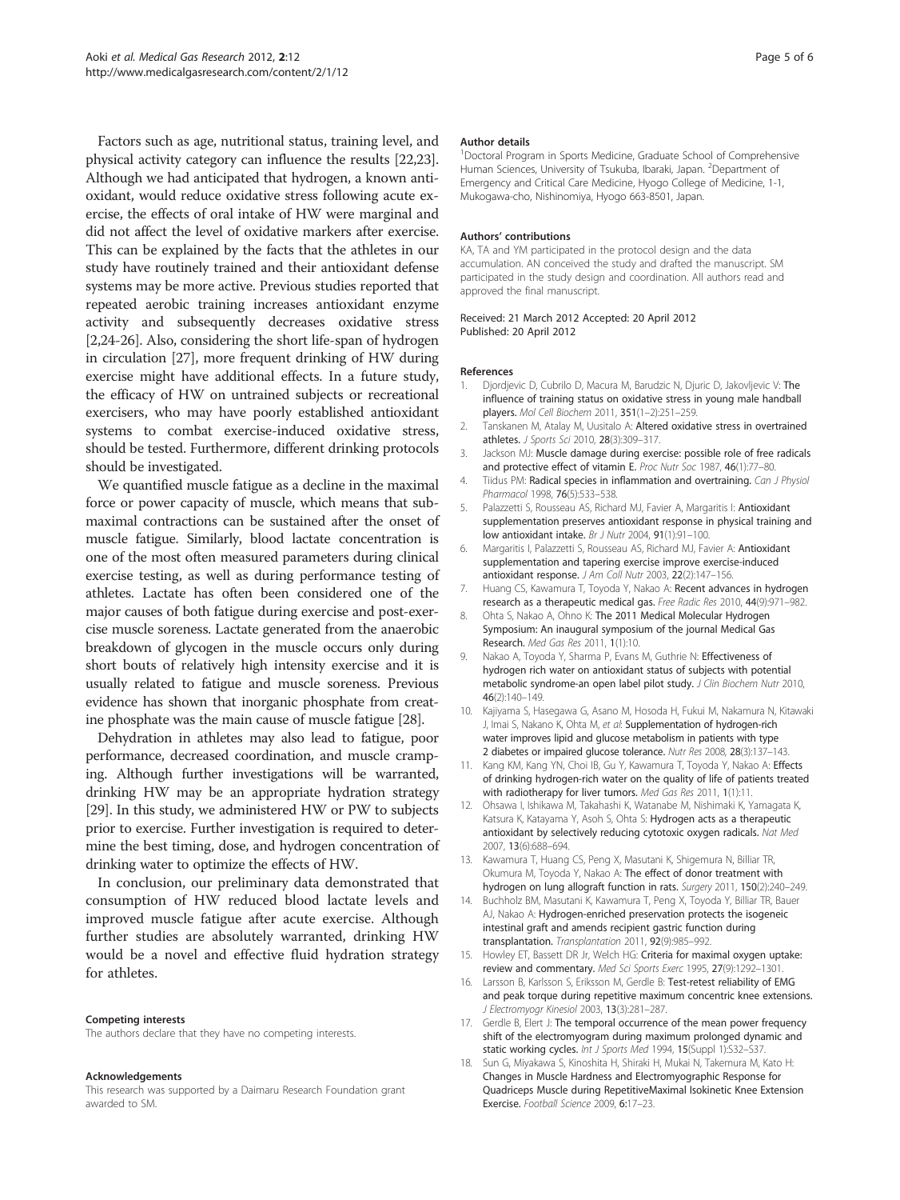Factors such as age, nutritional status, training level, and physical activity category can influence the results [22,23]. Although we had anticipated that hydrogen, a known antioxidant, would reduce oxidative stress following acute exercise, the effects of oral intake of HW were marginal and did not affect the level of oxidative markers after exercise. This can be explained by the facts that the athletes in our study have routinely trained and their antioxidant defense systems may be more active. Previous studies reported that repeated aerobic training increases antioxidant enzyme activity and subsequently decreases oxidative stress [2,24-26]. Also, considering the short life-span of hydrogen in circulation [27], more frequent drinking of HW during exercise might have additional effects. In a future study, the efficacy of HW on untrained subjects or recreational exercisers, who may have poorly established antioxidant systems to combat exercise-induced oxidative stress, should be tested. Furthermore, different drinking protocols should be investigated.

We quantified muscle fatigue as a decline in the maximal force or power capacity of muscle, which means that submaximal contractions can be sustained after the onset of muscle fatigue. Similarly, blood lactate concentration is one of the most often measured parameters during clinical exercise testing, as well as during performance testing of athletes. Lactate has often been considered one of the major causes of both fatigue during exercise and post-exercise muscle soreness. Lactate generated from the anaerobic breakdown of glycogen in the muscle occurs only during short bouts of relatively high intensity exercise and it is usually related to fatigue and muscle soreness. Previous evidence has shown that inorganic phosphate from creatine phosphate was the main cause of muscle fatigue [28].

Dehydration in athletes may also lead to fatigue, poor performance, decreased coordination, and muscle cramping. Although further investigations will be warranted, drinking HW may be an appropriate hydration strategy [29]. In this study, we administered HW or PW to subjects prior to exercise. Further investigation is required to determine the best timing, dose, and hydrogen concentration of drinking water to optimize the effects of HW.

In conclusion, our preliminary data demonstrated that consumption of HW reduced blood lactate levels and improved muscle fatigue after acute exercise. Although further studies are absolutely warranted, drinking HW would be a novel and effective fluid hydration strategy for athletes.

#### Competing interests

The authors declare that they have no competing interests.

#### Acknowledgements

This research was supported by a Daimaru Research Foundation grant awarded to SM.

#### Author details

[1]Doctoral Program in Sports Medicine, Graduate School of Comprehensive Human Sciences, University of Tsukuba, Ibaraki, Japan. [2]Department of Emergency and Critical Care Medicine, Hyogo College of Medicine, 1-1, Mukogawa-cho, Nishinomiya, Hyogo 663-8501, Japan.

#### Authors' contributions

KA, TA and YM participated in the protocol design and the data accumulation. AN conceived the study and drafted the manuscript. SM participated in the study design and coordination. All authors read and approved the final manuscript.

Received: 21 March 2012 Accepted: 20 April 2012
Published: 20 April 2012

#### References

1. Djordjevic D, Cubrilo D, Macura M, Barudzic N, Djuric D, Jakovljevic V: **The influence of training status on oxidative stress in young male handball players.** *Mol Cell Biochem* 2011, **351**(1–2):251–259.
2. Tanskanen M, Atalay M, Uusitalo A: **Altered oxidative stress in overtrained athletes.** *J Sports Sci* 2010, **28**(3):309–317.
3. Jackson MJ: **Muscle damage during exercise: possible role of free radicals and protective effect of vitamin E.** *Proc Nutr Soc* 1987, **46**(1):77–80.
4. Tiidus PM: **Radical species in inflammation and overtraining.** *Can J Physiol Pharmacol* 1998, **76**(5):533–538.
5. Palazzetti S, Rousseau AS, Richard MJ, Favier A, Margaritis I: **Antioxidant supplementation preserves antioxidant response in physical training and low antioxidant intake.** *Br J Nutr* 2004, **91**(1):91–100.
6. Margaritis I, Palazzetti S, Rousseau AS, Richard MJ, Favier A: **Antioxidant supplementation and tapering exercise improve exercise-induced antioxidant response.** *J Am Coll Nutr* 2003, **22**(2):147–156.
7. Huang CS, Kawamura T, Toyoda Y, Nakao A: **Recent advances in hydrogen research as a therapeutic medical gas.** *Free Radic Res* 2010, **44**(9):971–982.
8. Ohta S, Nakao A, Ohno K: **The 2011 Medical Molecular Hydrogen Symposium: An inaugural symposium of the journal Medical Gas Research.** *Med Gas Res* 2011, **1**(1):10.
9. Nakao A, Toyoda Y, Sharma P, Evans M, Guthrie N: **Effectiveness of hydrogen rich water on antioxidant status of subjects with potential metabolic syndrome-an open label pilot study.** *J Clin Biochem Nutr* 2010, **46**(2):140–149.
10. Kajiyama S, Hasegawa G, Asano M, Hosoda H, Fukui M, Nakamura N, Kitawaki J, Imai S, Nakano K, Ohta M, *et al*: **Supplementation of hydrogen-rich water improves lipid and glucose metabolism in patients with type 2 diabetes or impaired glucose tolerance.** *Nutr Res* 2008, **28**(3):137–143.
11. Kang KM, Kang YN, Choi IB, Gu Y, Kawamura T, Toyoda Y, Nakao A: **Effects of drinking hydrogen-rich water on the quality of life of patients treated with radiotherapy for liver tumors.** *Med Gas Res* 2011, **1**(1):11.
12. Ohsawa I, Ishikawa M, Takahashi K, Watanabe M, Nishimaki K, Yamagata K, Katsura K, Katayama Y, Asoh S, Ohta S: **Hydrogen acts as a therapeutic antioxidant by selectively reducing cytotoxic oxygen radicals.** *Nat Med* 2007, **13**(6):688–694.
13. Kawamura T, Huang CS, Peng X, Masutani K, Shigemura N, Billiar TR, Okumura M, Toyoda Y, Nakao A: **The effect of donor treatment with hydrogen on lung allograft function in rats.** *Surgery* 2011, **150**(2):240–249.
14. Buchholz BM, Masutani K, Kawamura T, Peng X, Toyoda Y, Billiar TR, Bauer AJ, Nakao A: **Hydrogen-enriched preservation protects the isogeneic intestinal graft and amends recipient gastric function during transplantation.** *Transplantation* 2011, **92**(9):985–992.
15. Howley ET, Bassett DR Jr, Welch HG: **Criteria for maximal oxygen uptake: review and commentary.** *Med Sci Sports Exerc* 1995, **27**(9):1292–1301.
16. Larsson B, Karlsson S, Eriksson M, Gerdle B: **Test-retest reliability of EMG and peak torque during repetitive maximum concentric knee extensions.** *J Electromyogr Kinesiol* 2003, **13**(3):281–287.
17. Gerdle B, Elert J: **The temporal occurrence of the mean power frequency shift of the electromyogram during maximum prolonged dynamic and static working cycles.** *Int J Sports Med* 1994, **15**(Suppl 1):S32–S37.
18. Sun G, Miyakawa S, Kinoshita H, Shiraki H, Mukai N, Takemura M, Kato H: **Changes in Muscle Hardness and Electromyographic Response for Quadriceps Muscle during RepetitiveMaximal Isokinetic Knee Extension Exercise.** *Football Science* 2009, **6**:17–23.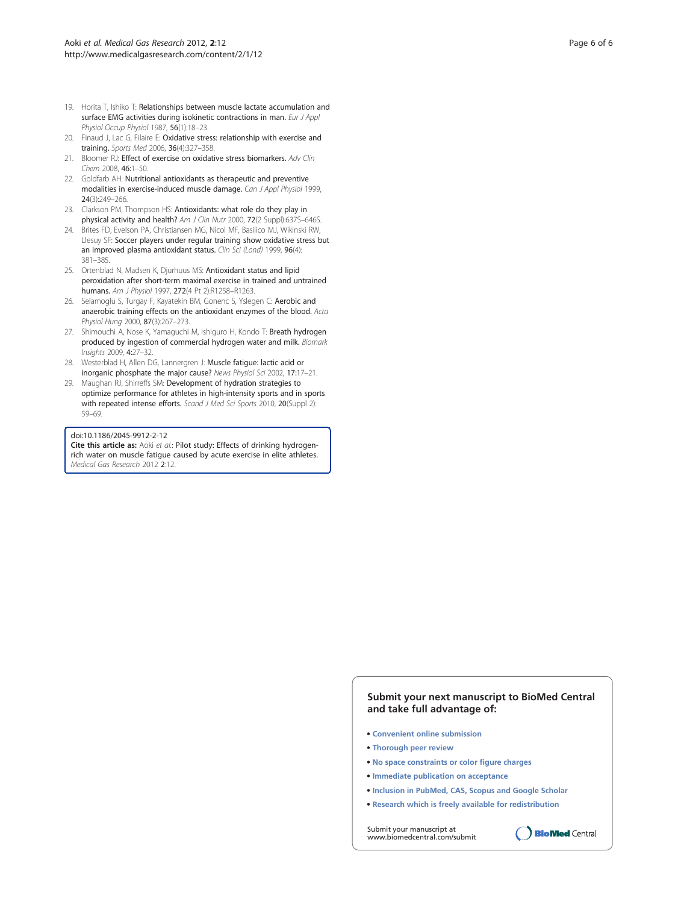19. Horita T, Ishiko T: **Relationships between muscle lactate accumulation and surface EMG activities during isokinetic contractions in man.** *Eur J Appl Physiol Occup Physiol* 1987, **56**(1):18–23.
20. Finaud J, Lac G, Filaire E: **Oxidative stress: relationship with exercise and training.** *Sports Med* 2006, **36**(4):327–358.
21. Bloomer RJ: **Effect of exercise on oxidative stress biomarkers.** *Adv Clin Chem* 2008, **46**:1–50.
22. Goldfarb AH: **Nutritional antioxidants as therapeutic and preventive modalities in exercise-induced muscle damage.** *Can J Appl Physiol* 1999, **24**(3):249–266.
23. Clarkson PM, Thompson HS: **Antioxidants: what role do they play in physical activity and health?** *Am J Clin Nutr* 2000, **72**(2 Suppl):637S–646S.
24. Brites FD, Evelson PA, Christiansen MG, Nicol MF, Basilico MJ, Wikinski RW, Llesuy SF: **Soccer players under regular training show oxidative stress but an improved plasma antioxidant status.** *Clin Sci (Lond)* 1999, **96**(4): 381–385.
25. Ortenblad N, Madsen K, Djurhuus MS: **Antioxidant status and lipid peroxidation after short-term maximal exercise in trained and untrained humans.** *Am J Physiol* 1997, **272**(4 Pt 2):R1258–R1263.
26. Selamoglu S, Turgay F, Kayatekin BM, Gonenc S, Yslegen C: **Aerobic and anaerobic training effects on the antioxidant enzymes of the blood.** *Acta Physiol Hung* 2000, **87**(3):267–273.
27. Shimouchi A, Nose K, Yamaguchi M, Ishiguro H, Kondo T: **Breath hydrogen produced by ingestion of commercial hydrogen water and milk.** *Biomark Insights* 2009, **4**:27–32.
28. Westerblad H, Allen DG, Lannergren J: **Muscle fatigue: lactic acid or inorganic phosphate the major cause?** *News Physiol Sci* 2002, **17**:17–21.
29. Maughan RJ, Shirreffs SM: **Development of hydration strategies to optimize performance for athletes in high-intensity sports and in sports with repeated intense efforts.** *Scand J Med Sci Sports* 2010, **20**(Suppl 2): 59–69.

doi:10.1186/2045-9912-2-12
**Cite this article as:** Aoki *et al.*: Pilot study: Effects of drinking hydrogen-rich water on muscle fatigue caused by acute exercise in elite athletes. *Medical Gas Research* 2012 **2**:12.

**Submit your next manuscript to BioMed Central and take full advantage of:**

- **Convenient online submission**
- **Thorough peer review**
- **No space constraints or color figure charges**
- **Immediate publication on acceptance**
- **Inclusion in PubMed, CAS, Scopus and Google Scholar**
- **Research which is freely available for redistribution**

Submit your manuscript at
www.biomedcentral.com/submit

BioMed Central